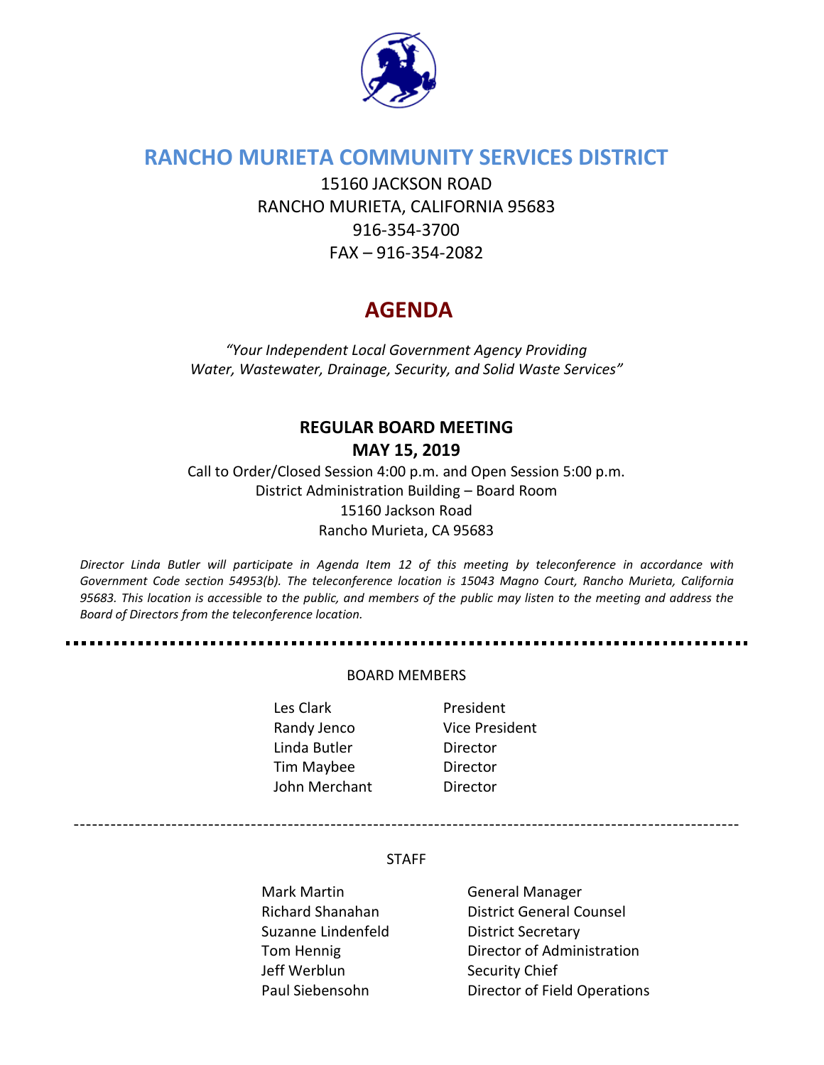# RANCHO MURIETA COMMUNITY SERVICES DISTRICT

15160 JACKSON ROAD
RANCHO MURIETA, CALIFORNIA 95683
916-354-3700
FAX – 916-354-2082

# AGENDA

*"Your Independent Local Government Agency Providing Water, Wastewater, Drainage, Security, and Solid Waste Services"*

**REGULAR BOARD MEETING**
**MAY 15, 2019**

Call to Order/Closed Session 4:00 p.m. and Open Session 5:00 p.m.
District Administration Building – Board Room
15160 Jackson Road
Rancho Murieta, CA 95683

*Director Linda Butler will participate in Agenda Item 12 of this meeting by teleconference in accordance with Government Code section 54953(b). The teleconference location is 15043 Magno Court, Rancho Murieta, California 95683. This location is accessible to the public, and members of the public may listen to the meeting and address the Board of Directors from the teleconference location.*

---

BOARD MEMBERS

| | |
|---|---|
| Les Clark | President |
| Randy Jenco | Vice President |
| Linda Butler | Director |
| Tim Maybee | Director |
| John Merchant | Director |

---

STAFF

| | |
|---|---|
| Mark Martin | General Manager |
| Richard Shanahan | District General Counsel |
| Suzanne Lindenfeld | District Secretary |
| Tom Hennig | Director of Administration |
| Jeff Werblun | Security Chief |
| Paul Siebensohn | Director of Field Operations |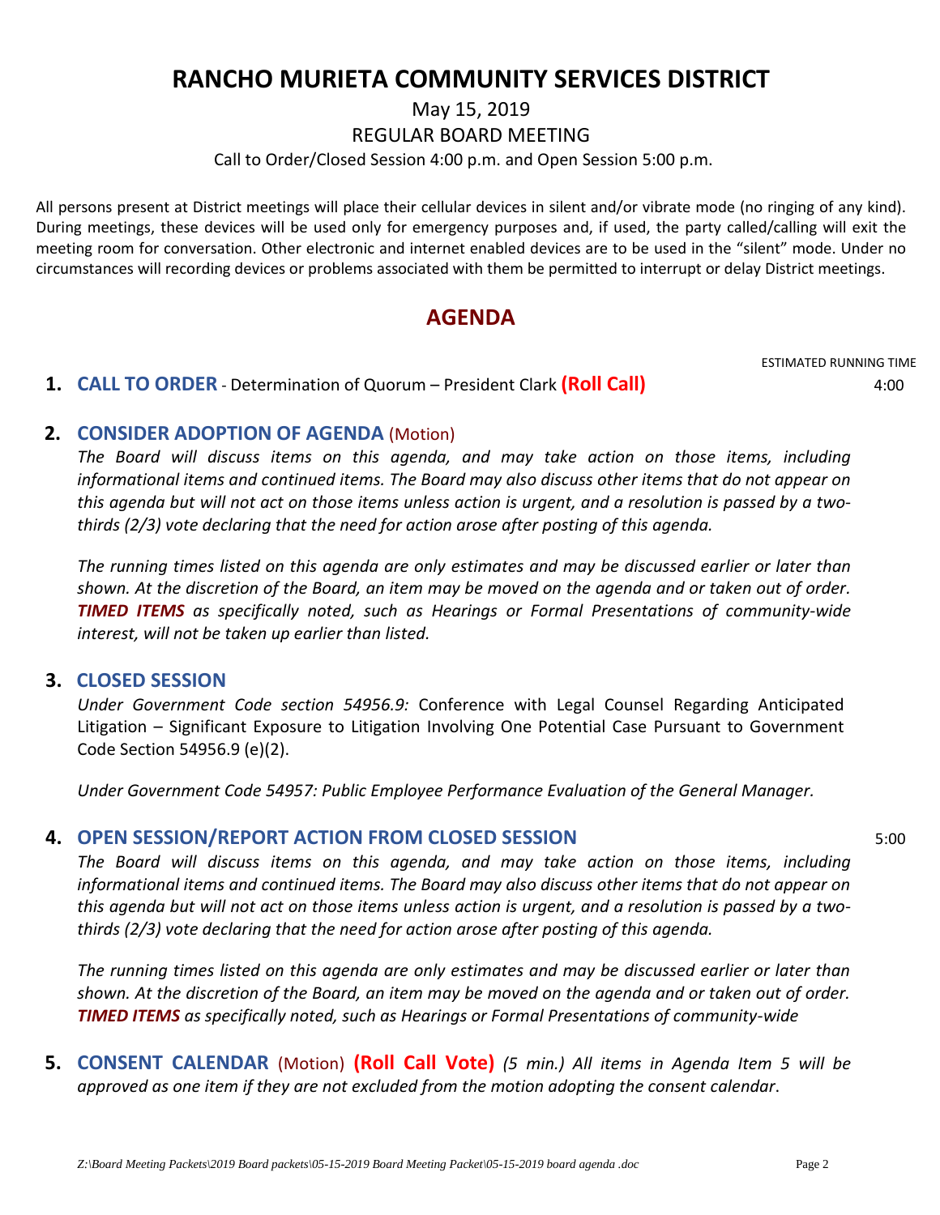# RANCHO MURIETA COMMUNITY SERVICES DISTRICT

May 15, 2019

REGULAR BOARD MEETING

Call to Order/Closed Session 4:00 p.m. and Open Session 5:00 p.m.

All persons present at District meetings will place their cellular devices in silent and/or vibrate mode (no ringing of any kind). During meetings, these devices will be used only for emergency purposes and, if used, the party called/calling will exit the meeting room for conversation. Other electronic and internet enabled devices are to be used in the "silent" mode. Under no circumstances will recording devices or problems associated with them be permitted to interrupt or delay District meetings.

## AGENDA

ESTIMATED RUNNING TIME

**1. CALL TO ORDER** - Determination of Quorum – President Clark **(Roll Call)** 4:00

**2. CONSIDER ADOPTION OF AGENDA** (Motion)

*The Board will discuss items on this agenda, and may take action on those items, including informational items and continued items. The Board may also discuss other items that do not appear on this agenda but will not act on those items unless action is urgent, and a resolution is passed by a two-thirds (2/3) vote declaring that the need for action arose after posting of this agenda.*

*The running times listed on this agenda are only estimates and may be discussed earlier or later than shown. At the discretion of the Board, an item may be moved on the agenda and or taken out of order. **TIMED ITEMS** as specifically noted, such as Hearings or Formal Presentations of community-wide interest, will not be taken up earlier than listed.*

**3. CLOSED SESSION**

*Under Government Code section 54956.9:* Conference with Legal Counsel Regarding Anticipated Litigation – Significant Exposure to Litigation Involving One Potential Case Pursuant to Government Code Section 54956.9 (e)(2).

*Under Government Code 54957: Public Employee Performance Evaluation of the General Manager.*

**4. OPEN SESSION/REPORT ACTION FROM CLOSED SESSION** 5:00

*The Board will discuss items on this agenda, and may take action on those items, including informational items and continued items. The Board may also discuss other items that do not appear on this agenda but will not act on those items unless action is urgent, and a resolution is passed by a two-thirds (2/3) vote declaring that the need for action arose after posting of this agenda.*

*The running times listed on this agenda are only estimates and may be discussed earlier or later than shown. At the discretion of the Board, an item may be moved on the agenda and or taken out of order. **TIMED ITEMS** as specifically noted, such as Hearings or Formal Presentations of community-wide*

**5. CONSENT CALENDAR** (Motion) **(Roll Call Vote)** *(5 min.) All items in Agenda Item 5 will be approved as one item if they are not excluded from the motion adopting the consent calendar*.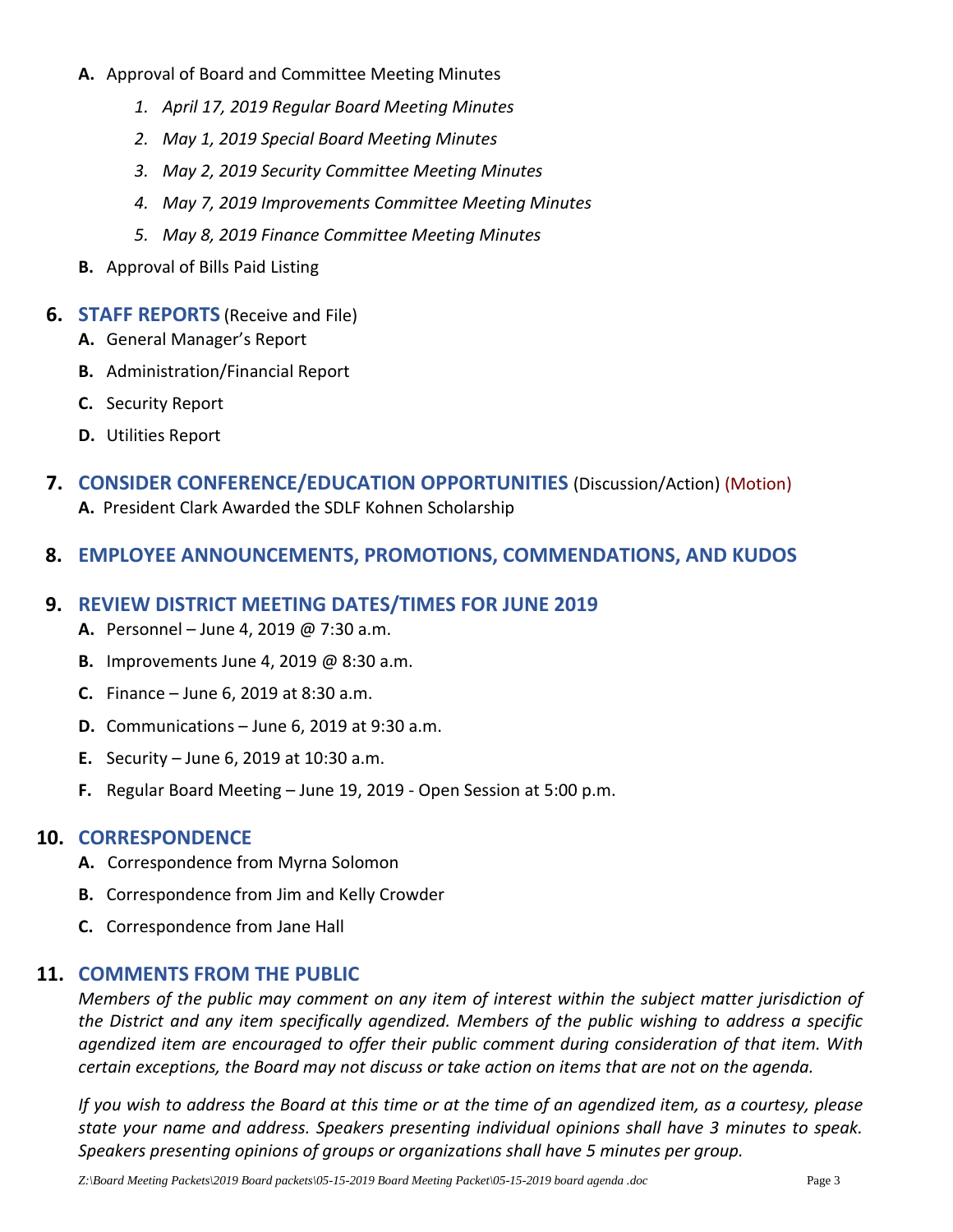**A.** Approval of Board and Committee Meeting Minutes

1. *April 17, 2019 Regular Board Meeting Minutes*
2. *May 1, 2019 Special Board Meeting Minutes*
3. *May 2, 2019 Security Committee Meeting Minutes*
4. *May 7, 2019 Improvements Committee Meeting Minutes*
5. *May 8, 2019 Finance Committee Meeting Minutes*

**B.** Approval of Bills Paid Listing

## 6. STAFF REPORTS (Receive and File)

**A.** General Manager's Report

**B.** Administration/Financial Report

**C.** Security Report

**D.** Utilities Report

## 7. CONSIDER CONFERENCE/EDUCATION OPPORTUNITIES (Discussion/Action) (Motion)

**A.** President Clark Awarded the SDLF Kohnen Scholarship

## 8. EMPLOYEE ANNOUNCEMENTS, PROMOTIONS, COMMENDATIONS, AND KUDOS

## 9. REVIEW DISTRICT MEETING DATES/TIMES FOR JUNE 2019

**A.** Personnel – June 4, 2019 @ 7:30 a.m.

**B.** Improvements June 4, 2019 @ 8:30 a.m.

**C.** Finance – June 6, 2019 at 8:30 a.m.

**D.** Communications – June 6, 2019 at 9:30 a.m.

**E.** Security – June 6, 2019 at 10:30 a.m.

**F.** Regular Board Meeting – June 19, 2019 - Open Session at 5:00 p.m.

## 10. CORRESPONDENCE

**A.** Correspondence from Myrna Solomon

**B.** Correspondence from Jim and Kelly Crowder

**C.** Correspondence from Jane Hall

## 11. COMMENTS FROM THE PUBLIC

*Members of the public may comment on any item of interest within the subject matter jurisdiction of the District and any item specifically agendized. Members of the public wishing to address a specific agendized item are encouraged to offer their public comment during consideration of that item. With certain exceptions, the Board may not discuss or take action on items that are not on the agenda.*

*If you wish to address the Board at this time or at the time of an agendized item, as a courtesy, please state your name and address. Speakers presenting individual opinions shall have 3 minutes to speak. Speakers presenting opinions of groups or organizations shall have 5 minutes per group.*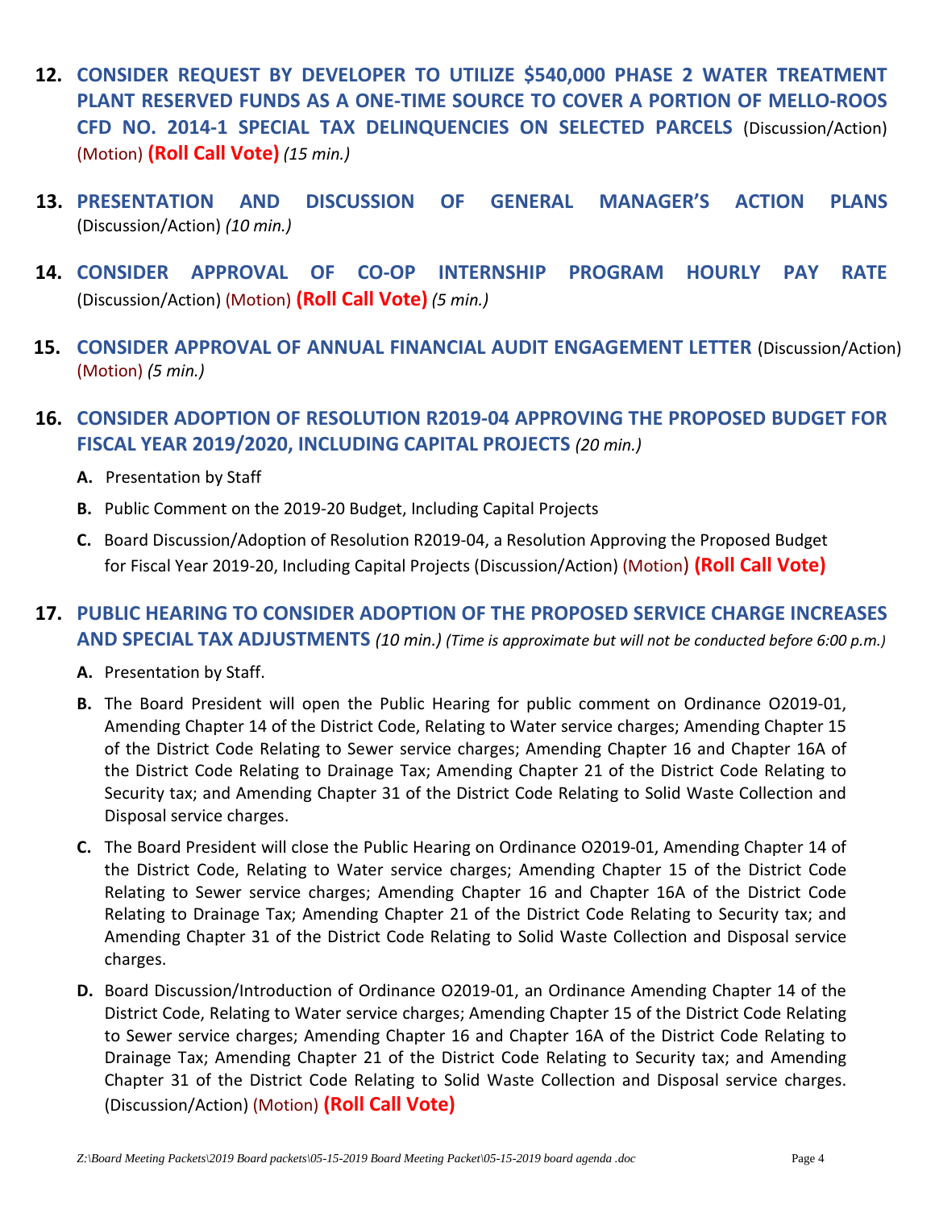**12. CONSIDER REQUEST BY DEVELOPER TO UTILIZE $540,000 PHASE 2 WATER TREATMENT PLANT RESERVED FUNDS AS A ONE-TIME SOURCE TO COVER A PORTION OF MELLO-ROOS CFD NO. 2014-1 SPECIAL TAX DELINQUENCIES ON SELECTED PARCELS** (Discussion/Action) (Motion) **(Roll Call Vote)** *(15 min.)*

**13. PRESENTATION AND DISCUSSION OF GENERAL MANAGER'S ACTION PLANS** (Discussion/Action) *(10 min.)*

**14. CONSIDER APPROVAL OF CO-OP INTERNSHIP PROGRAM HOURLY PAY RATE** (Discussion/Action) (Motion) **(Roll Call Vote)** *(5 min.)*

**15. CONSIDER APPROVAL OF ANNUAL FINANCIAL AUDIT ENGAGEMENT LETTER** (Discussion/Action) (Motion) *(5 min.)*

**16. CONSIDER ADOPTION OF RESOLUTION R2019-04 APPROVING THE PROPOSED BUDGET FOR FISCAL YEAR 2019/2020, INCLUDING CAPITAL PROJECTS** *(20 min.)*

- **A.** Presentation by Staff
- **B.** Public Comment on the 2019-20 Budget, Including Capital Projects
- **C.** Board Discussion/Adoption of Resolution R2019-04, a Resolution Approving the Proposed Budget for Fiscal Year 2019-20, Including Capital Projects (Discussion/Action) (Motion) **(Roll Call Vote)**

**17. PUBLIC HEARING TO CONSIDER ADOPTION OF THE PROPOSED SERVICE CHARGE INCREASES AND SPECIAL TAX ADJUSTMENTS** *(10 min.) (Time is approximate but will not be conducted before 6:00 p.m.)*

- **A.** Presentation by Staff.
- **B.** The Board President will open the Public Hearing for public comment on Ordinance O2019-01, Amending Chapter 14 of the District Code, Relating to Water service charges; Amending Chapter 15 of the District Code Relating to Sewer service charges; Amending Chapter 16 and Chapter 16A of the District Code Relating to Drainage Tax; Amending Chapter 21 of the District Code Relating to Security tax; and Amending Chapter 31 of the District Code Relating to Solid Waste Collection and Disposal service charges.
- **C.** The Board President will close the Public Hearing on Ordinance O2019-01, Amending Chapter 14 of the District Code, Relating to Water service charges; Amending Chapter 15 of the District Code Relating to Sewer service charges; Amending Chapter 16 and Chapter 16A of the District Code Relating to Drainage Tax; Amending Chapter 21 of the District Code Relating to Security tax; and Amending Chapter 31 of the District Code Relating to Solid Waste Collection and Disposal service charges.
- **D.** Board Discussion/Introduction of Ordinance O2019-01, an Ordinance Amending Chapter 14 of the District Code, Relating to Water service charges; Amending Chapter 15 of the District Code Relating to Sewer service charges; Amending Chapter 16 and Chapter 16A of the District Code Relating to Drainage Tax; Amending Chapter 21 of the District Code Relating to Security tax; and Amending Chapter 31 of the District Code Relating to Solid Waste Collection and Disposal service charges. (Discussion/Action) (Motion) **(Roll Call Vote)**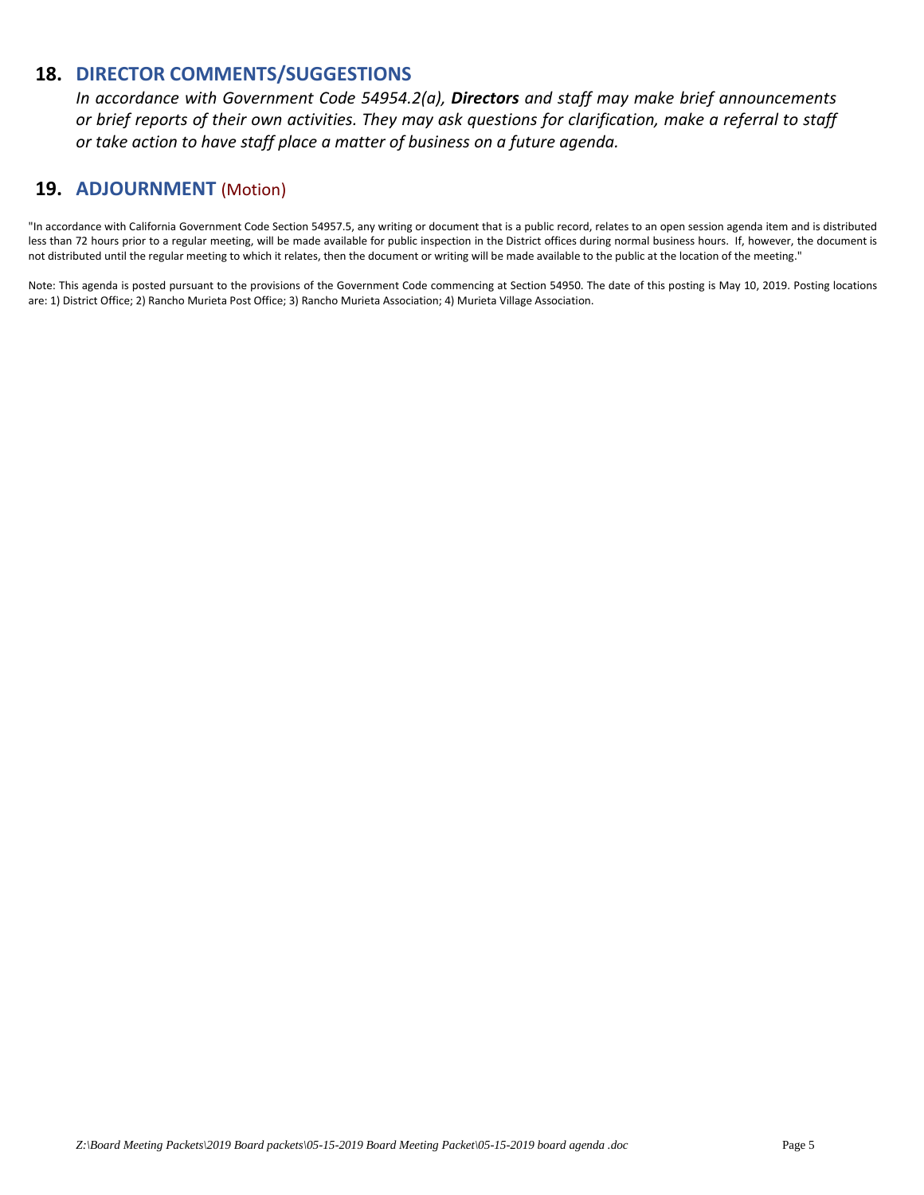## 18. DIRECTOR COMMENTS/SUGGESTIONS

*In accordance with Government Code 54954.2(a), **Directors** and staff may make brief announcements or brief reports of their own activities. They may ask questions for clarification, make a referral to staff or take action to have staff place a matter of business on a future agenda.*

## 19. ADJOURNMENT (Motion)

"In accordance with California Government Code Section 54957.5, any writing or document that is a public record, relates to an open session agenda item and is distributed less than 72 hours prior to a regular meeting, will be made available for public inspection in the District offices during normal business hours. If, however, the document is not distributed until the regular meeting to which it relates, then the document or writing will be made available to the public at the location of the meeting."

Note: This agenda is posted pursuant to the provisions of the Government Code commencing at Section 54950. The date of this posting is May 10, 2019. Posting locations are: 1) District Office; 2) Rancho Murieta Post Office; 3) Rancho Murieta Association; 4) Murieta Village Association.